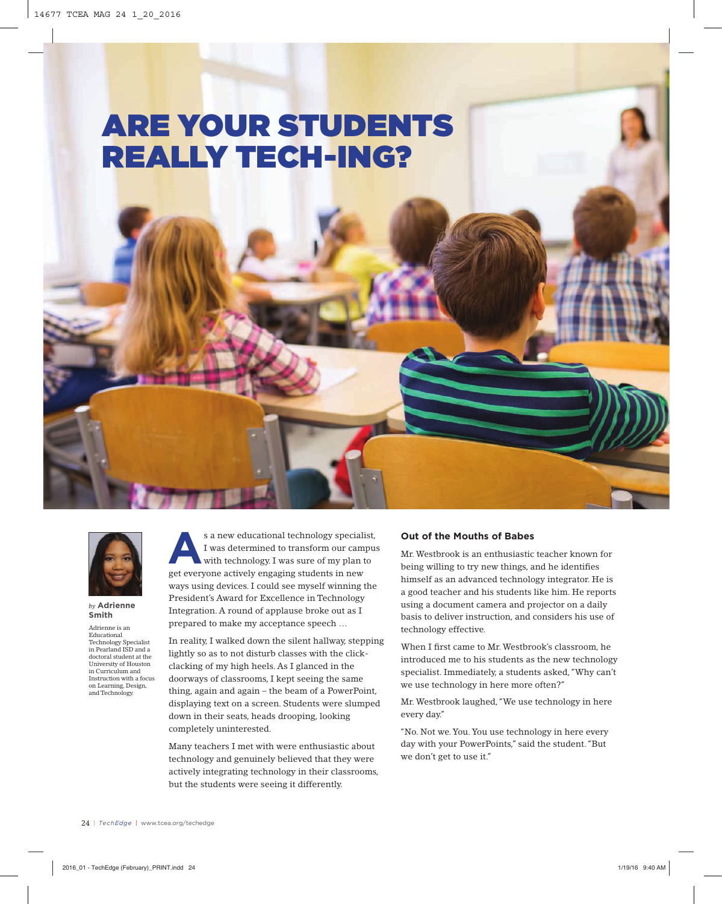# ARE YOUR STUDENTS REALLY TECH-ING?

*by* **Adrienne Smith**

Adrienne is an Educational Technology Specialist in Pearland ISD and a doctoral student at the University of Houston in Curriculum and Instruction with a focus on Learning, Design, and Technology.

As a new educational technology specialist, I was determined to transform our campus with technology. I was sure of my plan to get everyone actively engaging students in new ways using devices. I could see myself winning the President's Award for Excellence in Technology Integration. A round of applause broke out as I prepared to make my acceptance speech …

In reality, I walked down the silent hallway, stepping lightly so as to not disturb classes with the click-clacking of my high heels. As I glanced in the doorways of classrooms, I kept seeing the same thing, again and again – the beam of a PowerPoint, displaying text on a screen. Students were slumped down in their seats, heads drooping, looking completely uninterested.

Many teachers I met with were enthusiastic about technology and genuinely believed that they were actively integrating technology in their classrooms, but the students were seeing it differently.

### Out of the Mouths of Babes

Mr. Westbrook is an enthusiastic teacher known for being willing to try new things, and he identifies himself as an advanced technology integrator. He is a good teacher and his students like him. He reports using a document camera and projector on a daily basis to deliver instruction, and considers his use of technology effective.

When I first came to Mr. Westbrook's classroom, he introduced me to his students as the new technology specialist. Immediately, a students asked, "Why can't we use technology in here more often?"

Mr. Westbrook laughed, "We use technology in here every day."

"No. Not we. You. You use technology in here every day with your PowerPoints," said the student. "But we don't get to use it."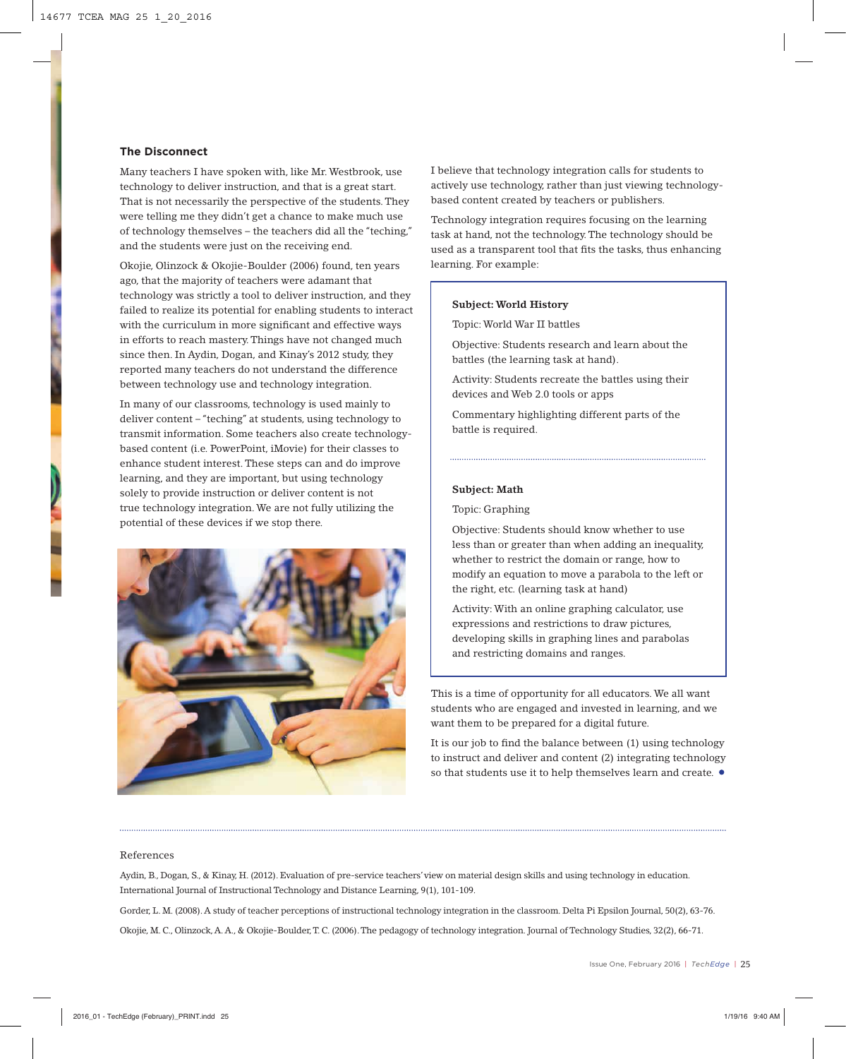## The Disconnect

Many teachers I have spoken with, like Mr. Westbrook, use technology to deliver instruction, and that is a great start. That is not necessarily the perspective of the students. They were telling me they didn't get a chance to make much use of technology themselves – the teachers did all the "teching," and the students were just on the receiving end.

Okojie, Olinzock & Okojie-Boulder (2006) found, ten years ago, that the majority of teachers were adamant that technology was strictly a tool to deliver instruction, and they failed to realize its potential for enabling students to interact with the curriculum in more significant and effective ways in efforts to reach mastery. Things have not changed much since then. In Aydin, Dogan, and Kinay's 2012 study, they reported many teachers do not understand the difference between technology use and technology integration.

In many of our classrooms, technology is used mainly to deliver content – "teching" at students, using technology to transmit information. Some teachers also create technology-based content (i.e. PowerPoint, iMovie) for their classes to enhance student interest. These steps can and do improve learning, and they are important, but using technology solely to provide instruction or deliver content is not true technology integration. We are not fully utilizing the potential of these devices if we stop there.

I believe that technology integration calls for students to actively use technology, rather than just viewing technology-based content created by teachers or publishers.

Technology integration requires focusing on the learning task at hand, not the technology. The technology should be used as a transparent tool that fits the tasks, thus enhancing learning. For example:

**Subject: World History**

Topic: World War II battles

Objective: Students research and learn about the battles (the learning task at hand).

Activity: Students recreate the battles using their devices and Web 2.0 tools or apps

Commentary highlighting different parts of the battle is required.

**Subject: Math**

Topic: Graphing

Objective: Students should know whether to use less than or greater than when adding an inequality, whether to restrict the domain or range, how to modify an equation to move a parabola to the left or the right, etc. (learning task at hand)

Activity: With an online graphing calculator, use expressions and restrictions to draw pictures, developing skills in graphing lines and parabolas and restricting domains and ranges.

This is a time of opportunity for all educators. We all want students who are engaged and invested in learning, and we want them to be prepared for a digital future.

It is our job to find the balance between (1) using technology to instruct and deliver and content (2) integrating technology so that students use it to help themselves learn and create. ●

References

Aydin, B., Dogan, S., & Kinay, H. (2012). Evaluation of pre-service teachers' view on material design skills and using technology in education. International Journal of Instructional Technology and Distance Learning, 9(1), 101-109.

Gorder, L. M. (2008). A study of teacher perceptions of instructional technology integration in the classroom. Delta Pi Epsilon Journal, 50(2), 63-76.

Okojie, M. C., Olinzock, A. A., & Okojie-Boulder, T. C. (2006). The pedagogy of technology integration. Journal of Technology Studies, 32(2), 66-71.